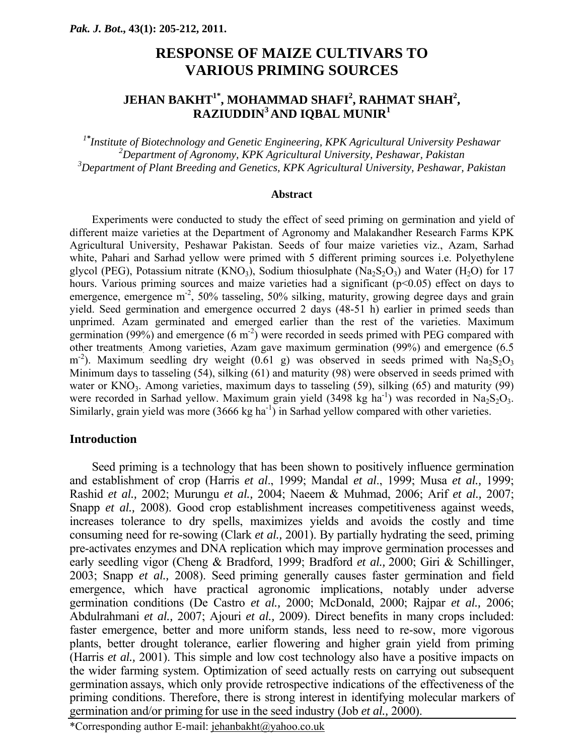# RESPONSE OF MAIZE CULTIVARS TO VARIOUS PRIMING SOURCES

**JEHAN BAKHT[1*], MOHAMMAD SHAFI[2], RAHMAT SHAH[2], RAZIUDDIN[3] AND IQBAL MUNIR[1]**

*[1*]Institute of Biotechnology and Genetic Engineering, KPK Agricultural University Peshawar*
*[2]Department of Agronomy, KPK Agricultural University, Peshawar, Pakistan*
*[3]Department of Plant Breeding and Genetics, KPK Agricultural University, Peshawar, Pakistan*

## Abstract

Experiments were conducted to study the effect of seed priming on germination and yield of different maize varieties at the Department of Agronomy and Malakandher Research Farms KPK Agricultural University, Peshawar Pakistan. Seeds of four maize varieties viz., Azam, Sarhad white, Pahari and Sarhad yellow were primed with 5 different priming sources i.e. Polyethylene glycol (PEG), Potassium nitrate ($KNO_3$), Sodium thiosulphate ($Na_2S_2O_3$) and Water ($H_2O$) for 17 hours. Various priming sources and maize varieties had a significant ($p<0.05$) effect on days to emergence, emergence $m^{-2}$, 50% tasseling, 50% silking, maturity, growing degree days and grain yield. Seed germination and emergence occurred 2 days (48-51 h) earlier in primed seeds than unprimed. Azam germinated and emerged earlier than the rest of the varieties. Maximum germination (99%) and emergence (6 $m^{-2}$) were recorded in seeds primed with PEG compared with other treatments. Among varieties, Azam gave maximum germination (99%) and emergence (6.5 $m^{-2}$). Maximum seedling dry weight (0.61 g) was observed in seeds primed with $Na_2S_2O_3$ Minimum days to tasseling (54), silking (61) and maturity (98) were observed in seeds primed with water or $KNO_3$. Among varieties, maximum days to tasseling (59), silking (65) and maturity (99) were recorded in Sarhad yellow. Maximum grain yield (3498 kg $ha^{-1}$) was recorded in $Na_2S_2O_3$. Similarly, grain yield was more (3666 kg $ha^{-1}$) in Sarhad yellow compared with other varieties.

## Introduction

Seed priming is a technology that has been shown to positively influence germination and establishment of crop (Harris *et al*., 1999; Mandal *et al*., 1999; Musa *et al.,* 1999; Rashid *et al.,* 2002; Murungu *et al.,* 2004; Naeem & Muhmad, 2006; Arif *et al.,* 2007; Snapp *et al.,* 2008). Good crop establishment increases competitiveness against weeds, increases tolerance to dry spells, maximizes yields and avoids the costly and time consuming need for re-sowing (Clark *et al.,* 2001). By partially hydrating the seed, priming pre-activates enzymes and DNA replication which may improve germination processes and early seedling vigor (Cheng & Bradford, 1999; Bradford *et al.,* 2000; Giri & Schillinger, 2003; Snapp *et al.,* 2008). Seed priming generally causes faster germination and field emergence, which have practical agronomic implications, notably under adverse germination conditions (De Castro *et al.,* 2000; McDonald, 2000; Rajpar *et al.,* 2006; Abdulrahmani *et al.,* 2007; Ajouri *et al.,* 2009). Direct benefits in many crops included: faster emergence, better and more uniform stands, less need to re-sow, more vigorous plants, better drought tolerance, earlier flowering and higher grain yield from priming (Harris *et al.,* 2001). This simple and low cost technology also have a positive impacts on the wider farming system. Optimization of seed actually rests on carrying out subsequent germination assays, which only provide retrospective indications of the effectiveness of the priming conditions. Therefore, there is strong interest in identifying molecular markers of germination and/or priming for use in the seed industry (Job *et al.,* 2000).

*Corresponding author E-mail: jehanbakht@yahoo.co.uk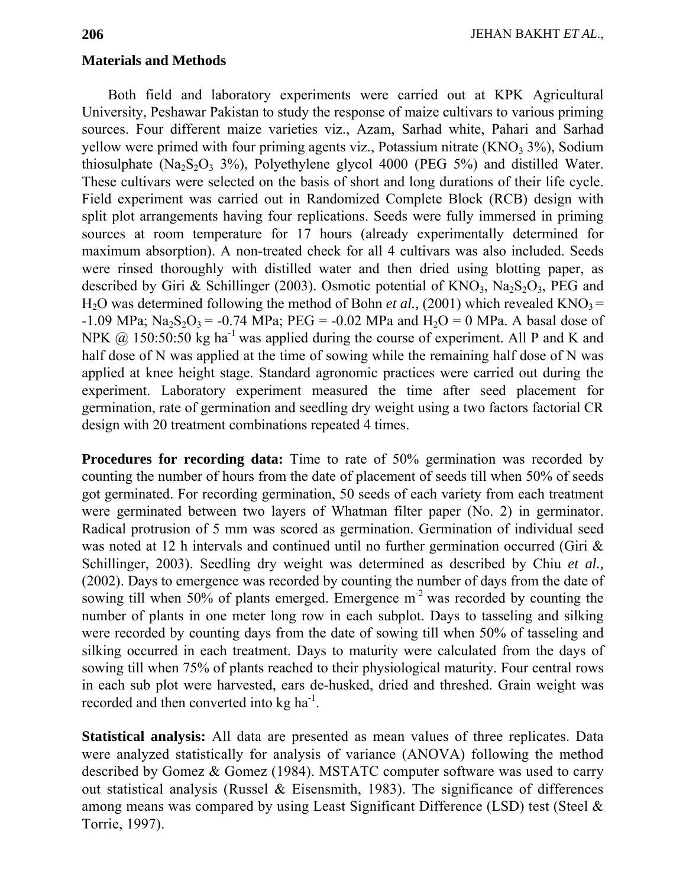## Materials and Methods

Both field and laboratory experiments were carried out at KPK Agricultural University, Peshawar Pakistan to study the response of maize cultivars to various priming sources. Four different maize varieties viz., Azam, Sarhad white, Pahari and Sarhad yellow were primed with four priming agents viz., Potassium nitrate ($KNO_3$ 3%), Sodium thiosulphate ($Na_2S_2O_3$ 3%), Polyethylene glycol 4000 (PEG 5%) and distilled Water. These cultivars were selected on the basis of short and long durations of their life cycle. Field experiment was carried out in Randomized Complete Block (RCB) design with split plot arrangements having four replications. Seeds were fully immersed in priming sources at room temperature for 17 hours (already experimentally determined for maximum absorption). A non-treated check for all 4 cultivars was also included. Seeds were rinsed thoroughly with distilled water and then dried using blotting paper, as described by Giri & Schillinger (2003). Osmotic potential of $KNO_3$, $Na_2S_2O_3$, PEG and $H_2O$ was determined following the method of Bohn *et al.,* (2001) which revealed $KNO_3$ = -1.09 MPa; $Na_2S_2O_3$ = -0.74 MPa; PEG = -0.02 MPa and $H_2O$ = 0 MPa. A basal dose of NPK @ 150:50:50 kg $ha^{-1}$ was applied during the course of experiment. All P and K and half dose of N was applied at the time of sowing while the remaining half dose of N was applied at knee height stage. Standard agronomic practices were carried out during the experiment. Laboratory experiment measured the time after seed placement for germination, rate of germination and seedling dry weight using a two factors factorial CR design with 20 treatment combinations repeated 4 times.

**Procedures for recording data:** Time to rate of 50% germination was recorded by counting the number of hours from the date of placement of seeds till when 50% of seeds got germinated. For recording germination, 50 seeds of each variety from each treatment were germinated between two layers of Whatman filter paper (No. 2) in germinator. Radical protrusion of 5 mm was scored as germination. Germination of individual seed was noted at 12 h intervals and continued until no further germination occurred (Giri & Schillinger, 2003). Seedling dry weight was determined as described by Chiu *et al.,* (2002). Days to emergence was recorded by counting the number of days from the date of sowing till when 50% of plants emerged. Emergence $m^{-2}$ was recorded by counting the number of plants in one meter long row in each subplot. Days to tasseling and silking were recorded by counting days from the date of sowing till when 50% of tasseling and silking occurred in each treatment. Days to maturity were calculated from the days of sowing till when 75% of plants reached to their physiological maturity. Four central rows in each sub plot were harvested, ears de-husked, dried and threshed. Grain weight was recorded and then converted into kg $ha^{-1}$.

**Statistical analysis:** All data are presented as mean values of three replicates. Data were analyzed statistically for analysis of variance (ANOVA) following the method described by Gomez & Gomez (1984). MSTATC computer software was used to carry out statistical analysis (Russel & Eisensmith, 1983). The significance of differences among means was compared by using Least Significant Difference (LSD) test (Steel & Torrie, 1997).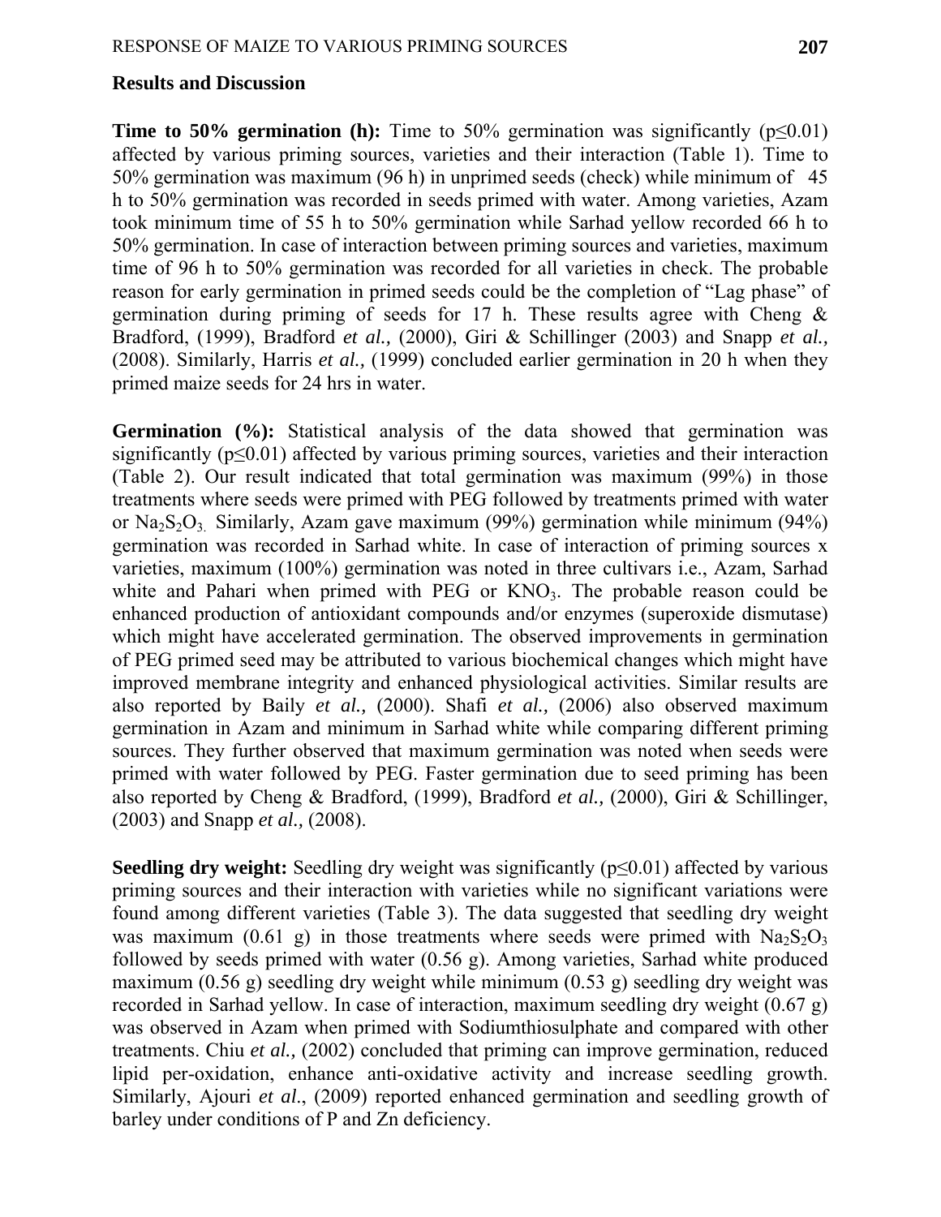## Results and Discussion

**Time to 50% germination (h):** Time to 50% germination was significantly ($p \leq 0.01$) affected by various priming sources, varieties and their interaction (Table 1). Time to 50% germination was maximum (96 h) in unprimed seeds (check) while minimum of 45 h to 50% germination was recorded in seeds primed with water. Among varieties, Azam took minimum time of 55 h to 50% germination while Sarhad yellow recorded 66 h to 50% germination. In case of interaction between priming sources and varieties, maximum time of 96 h to 50% germination was recorded for all varieties in check. The probable reason for early germination in primed seeds could be the completion of "Lag phase" of germination during priming of seeds for 17 h. These results agree with Cheng & Bradford, (1999), Bradford *et al.,* (2000), Giri & Schillinger (2003) and Snapp *et al.,* (2008). Similarly, Harris *et al.,* (1999) concluded earlier germination in 20 h when they primed maize seeds for 24 hrs in water.

**Germination (%):** Statistical analysis of the data showed that germination was significantly ($p \leq 0.01$) affected by various priming sources, varieties and their interaction (Table 2). Our result indicated that total germination was maximum (99%) in those treatments where seeds were primed with PEG followed by treatments primed with water or $Na_2S_2O_3$. Similarly, Azam gave maximum (99%) germination while minimum (94%) germination was recorded in Sarhad white. In case of interaction of priming sources x varieties, maximum (100%) germination was noted in three cultivars i.e., Azam, Sarhad white and Pahari when primed with PEG or $KNO_3$. The probable reason could be enhanced production of antioxidant compounds and/or enzymes (superoxide dismutase) which might have accelerated germination. The observed improvements in germination of PEG primed seed may be attributed to various biochemical changes which might have improved membrane integrity and enhanced physiological activities. Similar results are also reported by Baily *et al.,* (2000). Shafi *et al.,* (2006) also observed maximum germination in Azam and minimum in Sarhad white while comparing different priming sources. They further observed that maximum germination was noted when seeds were primed with water followed by PEG. Faster germination due to seed priming has been also reported by Cheng & Bradford, (1999), Bradford *et al.,* (2000), Giri & Schillinger, (2003) and Snapp *et al.,* (2008).

**Seedling dry weight:** Seedling dry weight was significantly ($p \leq 0.01$) affected by various priming sources and their interaction with varieties while no significant variations were found among different varieties (Table 3). The data suggested that seedling dry weight was maximum (0.61 g) in those treatments where seeds were primed with $Na_2S_2O_3$ followed by seeds primed with water (0.56 g). Among varieties, Sarhad white produced maximum (0.56 g) seedling dry weight while minimum (0.53 g) seedling dry weight was recorded in Sarhad yellow. In case of interaction, maximum seedling dry weight (0.67 g) was observed in Azam when primed with Sodiumthiosulphate and compared with other treatments. Chiu *et al.,* (2002) concluded that priming can improve germination, reduced lipid per-oxidation, enhance anti-oxidative activity and increase seedling growth. Similarly, Ajouri *et al.*, (2009) reported enhanced germination and seedling growth of barley under conditions of P and Zn deficiency.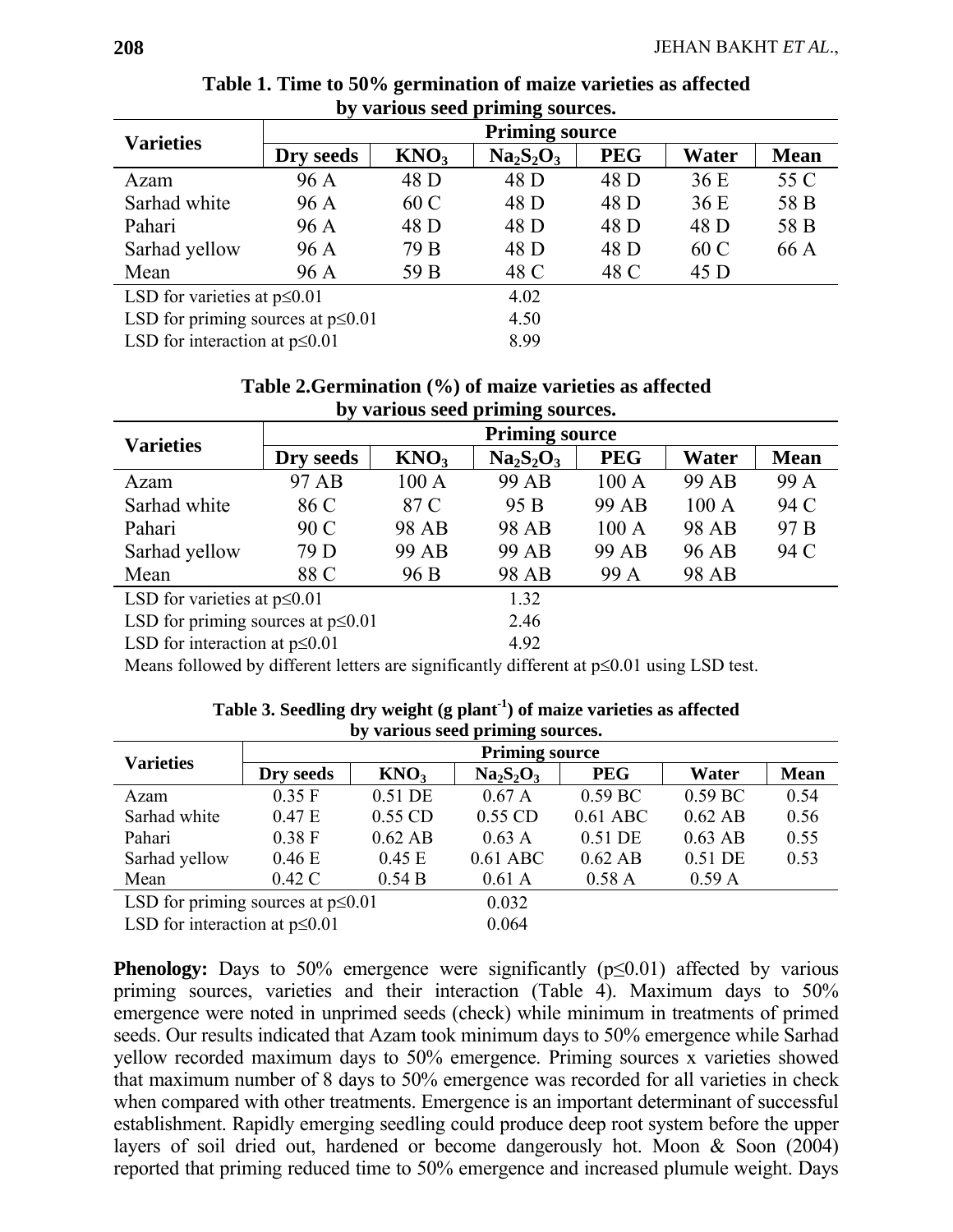**Table 1. Time to 50% germination of maize varieties as affected by various seed priming sources.**

| Varieties | Priming source | | | | | |
|---|---|---|---|---|---|---|
| | Dry seeds | $KNO_3$ | $Na_2S_2O_3$ | PEG | Water | Mean |
| Azam | 96 A | 48 D | 48 D | 48 D | 36 E | 55 C |
| Sarhad white | 96 A | 60 C | 48 D | 48 D | 36 E | 58 B |
| Pahari | 96 A | 48 D | 48 D | 48 D | 48 D | 58 B |
| Sarhad yellow | 96 A | 79 B | 48 D | 48 D | 60 C | 66 A |
| Mean | 96 A | 59 B | 48 C | 48 C | 45 D | |
| LSD for varieties at $p \leq 0.01$ | | | 4.02 | | | |
| LSD for priming sources at $p \leq 0.01$ | | | 4.50 | | | |
| LSD for interaction at $p \leq 0.01$ | | | 8.99 | | | |

**Table 2.Germination (%) of maize varieties as affected by various seed priming sources.**

| Varieties | Priming source | | | | | |
|---|---|---|---|---|---|---|
| | Dry seeds | $KNO_3$ | $Na_2S_2O_3$ | PEG | Water | Mean |
| Azam | 97 AB | 100 A | 99 AB | 100 A | 99 AB | 99 A |
| Sarhad white | 86 C | 87 C | 95 B | 99 AB | 100 A | 94 C |
| Pahari | 90 C | 98 AB | 98 AB | 100 A | 98 AB | 97 B |
| Sarhad yellow | 79 D | 99 AB | 99 AB | 99 AB | 96 AB | 94 C |
| Mean | 88 C | 96 B | 98 AB | 99 A | 98 AB | |
| LSD for varieties at $p \leq 0.01$ | | | 1.32 | | | |
| LSD for priming sources at $p \leq 0.01$ | | | 2.46 | | | |
| LSD for interaction at $p \leq 0.01$ | | | 4.92 | | | |

Means followed by different letters are significantly different at $p \leq 0.01$ using LSD test.

**Table 3. Seedling dry weight (g plant$^{-1}$) of maize varieties as affected by various seed priming sources.**

| Varieties | Priming source | | | | | |
|---|---|---|---|---|---|---|
| | Dry seeds | $KNO_3$ | $Na_2S_2O_3$ | PEG | Water | Mean |
| Azam | 0.35 F | 0.51 DE | 0.67 A | 0.59 BC | 0.59 BC | 0.54 |
| Sarhad white | 0.47 E | 0.55 CD | 0.55 CD | 0.61 ABC | 0.62 AB | 0.56 |
| Pahari | 0.38 F | 0.62 AB | 0.63 A | 0.51 DE | 0.63 AB | 0.55 |
| Sarhad yellow | 0.46 E | 0.45 E | 0.61 ABC | 0.62 AB | 0.51 DE | 0.53 |
| Mean | 0.42 C | 0.54 B | 0.61 A | 0.58 A | 0.59 A | |
| LSD for priming sources at $p \leq 0.01$ | | | 0.032 | | | |
| LSD for interaction at $p \leq 0.01$ | | | 0.064 | | | |

**Phenology:** Days to 50% emergence were significantly ($p \leq 0.01$) affected by various priming sources, varieties and their interaction (Table 4). Maximum days to 50% emergence were noted in unprimed seeds (check) while minimum in treatments of primed seeds. Our results indicated that Azam took minimum days to 50% emergence while Sarhad yellow recorded maximum days to 50% emergence. Priming sources x varieties showed that maximum number of 8 days to 50% emergence was recorded for all varieties in check when compared with other treatments. Emergence is an important determinant of successful establishment. Rapidly emerging seedling could produce deep root system before the upper layers of soil dried out, hardened or become dangerously hot. Moon & Soon (2004) reported that priming reduced time to 50% emergence and increased plumule weight. Days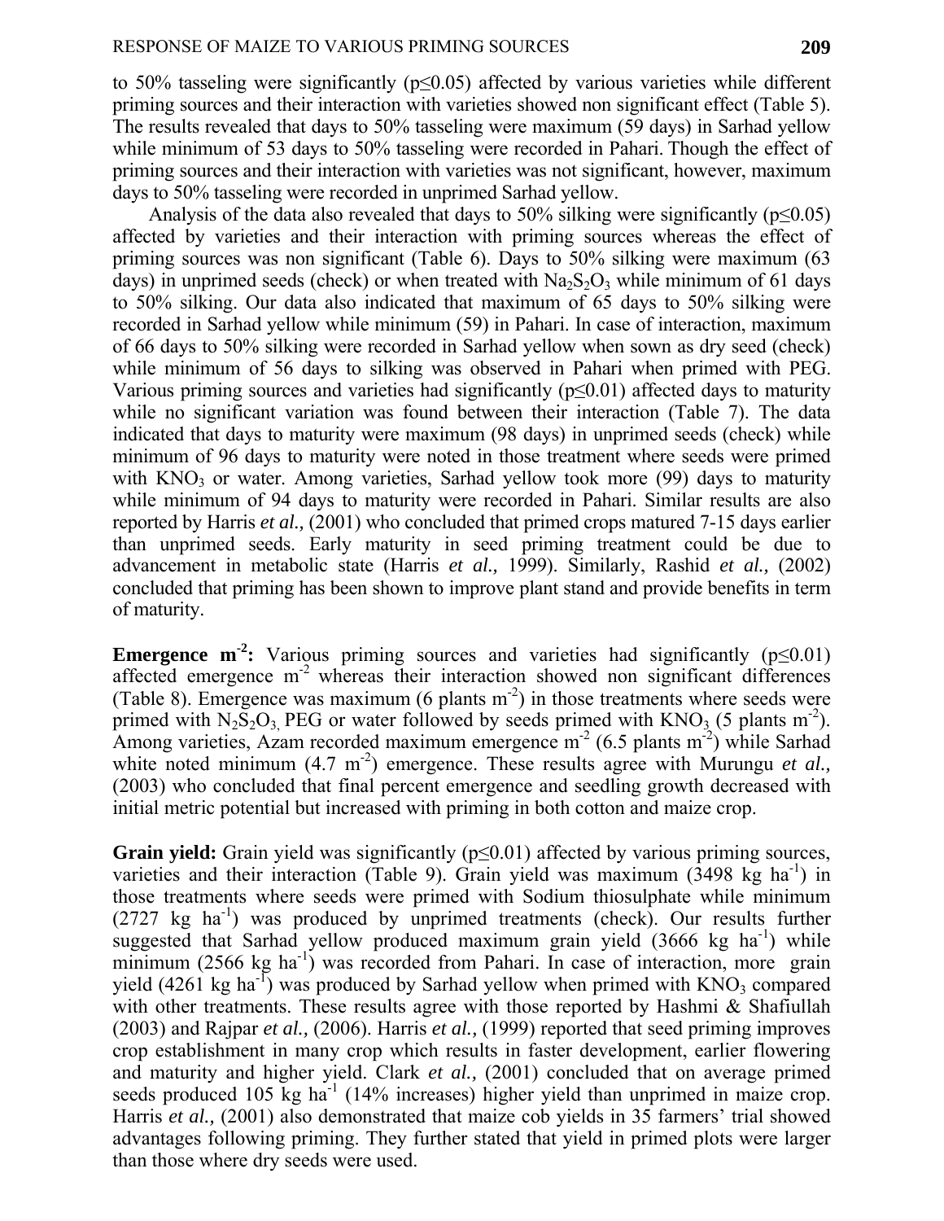to 50% tasseling were significantly ($p \leq 0.05$) affected by various varieties while different priming sources and their interaction with varieties showed non significant effect (Table 5). The results revealed that days to 50% tasseling were maximum (59 days) in Sarhad yellow while minimum of 53 days to 50% tasseling were recorded in Pahari. Though the effect of priming sources and their interaction with varieties was not significant, however, maximum days to 50% tasseling were recorded in unprimed Sarhad yellow.

Analysis of the data also revealed that days to 50% silking were significantly ($p \leq 0.05$) affected by varieties and their interaction with priming sources whereas the effect of priming sources was non significant (Table 6). Days to 50% silking were maximum (63 days) in unprimed seeds (check) or when treated with $Na_2S_2O_3$ while minimum of 61 days to 50% silking. Our data also indicated that maximum of 65 days to 50% silking were recorded in Sarhad yellow while minimum (59) in Pahari. In case of interaction, maximum of 66 days to 50% silking were recorded in Sarhad yellow when sown as dry seed (check) while minimum of 56 days to silking was observed in Pahari when primed with PEG. Various priming sources and varieties had significantly ($p \leq 0.01$) affected days to maturity while no significant variation was found between their interaction (Table 7). The data indicated that days to maturity were maximum (98 days) in unprimed seeds (check) while minimum of 96 days to maturity were noted in those treatment where seeds were primed with $KNO_3$ or water. Among varieties, Sarhad yellow took more (99) days to maturity while minimum of 94 days to maturity were recorded in Pahari. Similar results are also reported by Harris *et al.,* (2001) who concluded that primed crops matured 7-15 days earlier than unprimed seeds. Early maturity in seed priming treatment could be due to advancement in metabolic state (Harris *et al.,* 1999). Similarly, Rashid *et al.,* (2002) concluded that priming has been shown to improve plant stand and provide benefits in term of maturity.

**Emergence $m^{-2}$:** Various priming sources and varieties had significantly ($p \leq 0.01$) affected emergence $m^{-2}$ whereas their interaction showed non significant differences (Table 8). Emergence was maximum (6 plants $m^{-2}$) in those treatments where seeds were primed with $N_2S_2O_3$, PEG or water followed by seeds primed with $KNO_3$ (5 plants $m^{-2}$). Among varieties, Azam recorded maximum emergence $m^{-2}$ (6.5 plants $m^{-2}$) while Sarhad white noted minimum (4.7 $m^{-2}$) emergence. These results agree with Murungu *et al.,* (2003) who concluded that final percent emergence and seedling growth decreased with initial metric potential but increased with priming in both cotton and maize crop.

**Grain yield:** Grain yield was significantly ($p \leq 0.01$) affected by various priming sources, varieties and their interaction (Table 9). Grain yield was maximum (3498 kg $ha^{-1}$) in those treatments where seeds were primed with Sodium thiosulphate while minimum (2727 kg $ha^{-1}$) was produced by unprimed treatments (check). Our results further suggested that Sarhad yellow produced maximum grain yield (3666 kg $ha^{-1}$) while minimum (2566 kg $ha^{-1}$) was recorded from Pahari. In case of interaction, more grain yield (4261 kg $ha^{-1}$) was produced by Sarhad yellow when primed with $KNO_3$ compared with other treatments. These results agree with those reported by Hashmi & Shafiullah (2003) and Rajpar *et al.,* (2006). Harris *et al.,* (1999) reported that seed priming improves crop establishment in many crop which results in faster development, earlier flowering and maturity and higher yield. Clark *et al.,* (2001) concluded that on average primed seeds produced 105 kg $ha^{-1}$ (14% increases) higher yield than unprimed in maize crop. Harris *et al.,* (2001) also demonstrated that maize cob yields in 35 farmers' trial showed advantages following priming. They further stated that yield in primed plots were larger than those where dry seeds were used.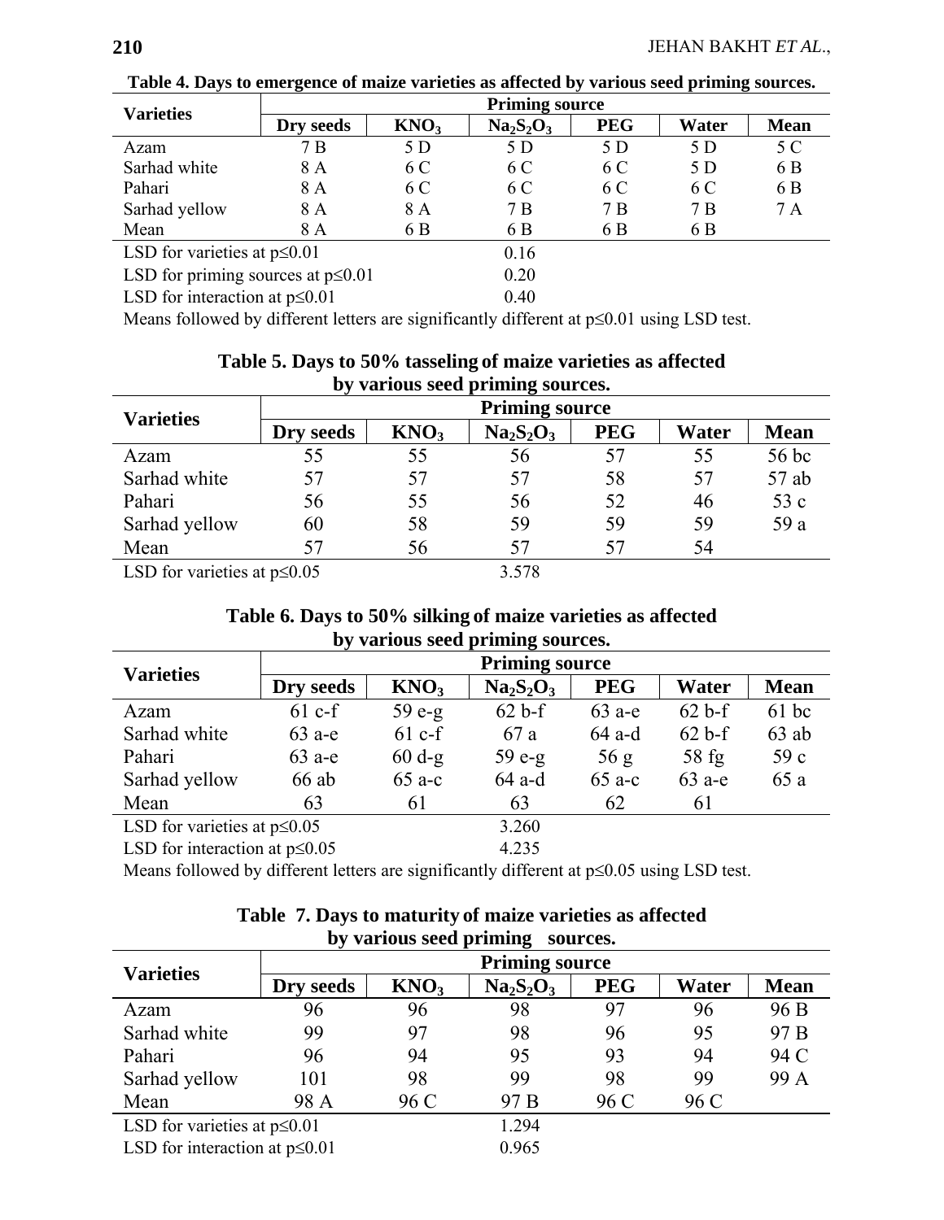**Table 4. Days to emergence of maize varieties as affected by various seed priming sources.**

| Varieties | Priming source | | | | | |
|---|---|---|---|---|---|---|
| | Dry seeds | $KNO_3$ | $Na_2S_2O_3$ | PEG | Water | Mean |
| Azam | 7 B | 5 D | 5 D | 5 D | 5 D | 5 C |
| Sarhad white | 8 A | 6 C | 6 C | 6 C | 5 D | 6 B |
| Pahari | 8 A | 6 C | 6 C | 6 C | 6 C | 6 B |
| Sarhad yellow | 8 A | 8 A | 7 B | 7 B | 7 B | 7 A |
| Mean | 8 A | 6 B | 6 B | 6 B | 6 B | |

LSD for varieties at $p \leq 0.01$ 0.16

LSD for priming sources at $p \leq 0.01$ 0.20

LSD for interaction at $p \leq 0.01$ 0.40

Means followed by different letters are significantly different at $p \leq 0.01$ using LSD test.

**Table 5. Days to 50% tasseling of maize varieties as affected by various seed priming sources.**

| Varieties | Priming source | | | | | |
|---|---|---|---|---|---|---|
| | Dry seeds | $KNO_3$ | $Na_2S_2O_3$ | PEG | Water | Mean |
| Azam | 55 | 55 | 56 | 57 | 55 | 56 bc |
| Sarhad white | 57 | 57 | 57 | 58 | 57 | 57 ab |
| Pahari | 56 | 55 | 56 | 52 | 46 | 53 c |
| Sarhad yellow | 60 | 58 | 59 | 59 | 59 | 59 a |
| Mean | 57 | 56 | 57 | 57 | 54 | |

LSD for varieties at $p \leq 0.05$ 3.578

**Table 6. Days to 50% silking of maize varieties as affected by various seed priming sources.**

| Varieties | Priming source | | | | | |
|---|---|---|---|---|---|---|
| | Dry seeds | $KNO_3$ | $Na_2S_2O_3$ | PEG | Water | Mean |
| Azam | 61 c-f | 59 e-g | 62 b-f | 63 a-e | 62 b-f | 61 bc |
| Sarhad white | 63 a-e | 61 c-f | 67 a | 64 a-d | 62 b-f | 63 ab |
| Pahari | 63 a-e | 60 d-g | 59 e-g | 56 g | 58 fg | 59 c |
| Sarhad yellow | 66 ab | 65 a-c | 64 a-d | 65 a-c | 63 a-e | 65 a |
| Mean | 63 | 61 | 63 | 62 | 61 | |

LSD for varieties at $p \leq 0.05$ 3.260

LSD for interaction at $p \leq 0.05$ 4.235

Means followed by different letters are significantly different at $p \leq 0.05$ using LSD test.

**Table 7. Days to maturity of maize varieties as affected by various seed priming sources.**

| Varieties | Priming source | | | | | |
|---|---|---|---|---|---|---|
| | Dry seeds | $KNO_3$ | $Na_2S_2O_3$ | PEG | Water | Mean |
| Azam | 96 | 96 | 98 | 97 | 96 | 96 B |
| Sarhad white | 99 | 97 | 98 | 96 | 95 | 97 B |
| Pahari | 96 | 94 | 95 | 93 | 94 | 94 C |
| Sarhad yellow | 101 | 98 | 99 | 98 | 99 | 99 A |
| Mean | 98 A | 96 C | 97 B | 96 C | 96 C | |

LSD for varieties at $p \leq 0.01$ 1.294

LSD for interaction at $p \leq 0.01$ 0.965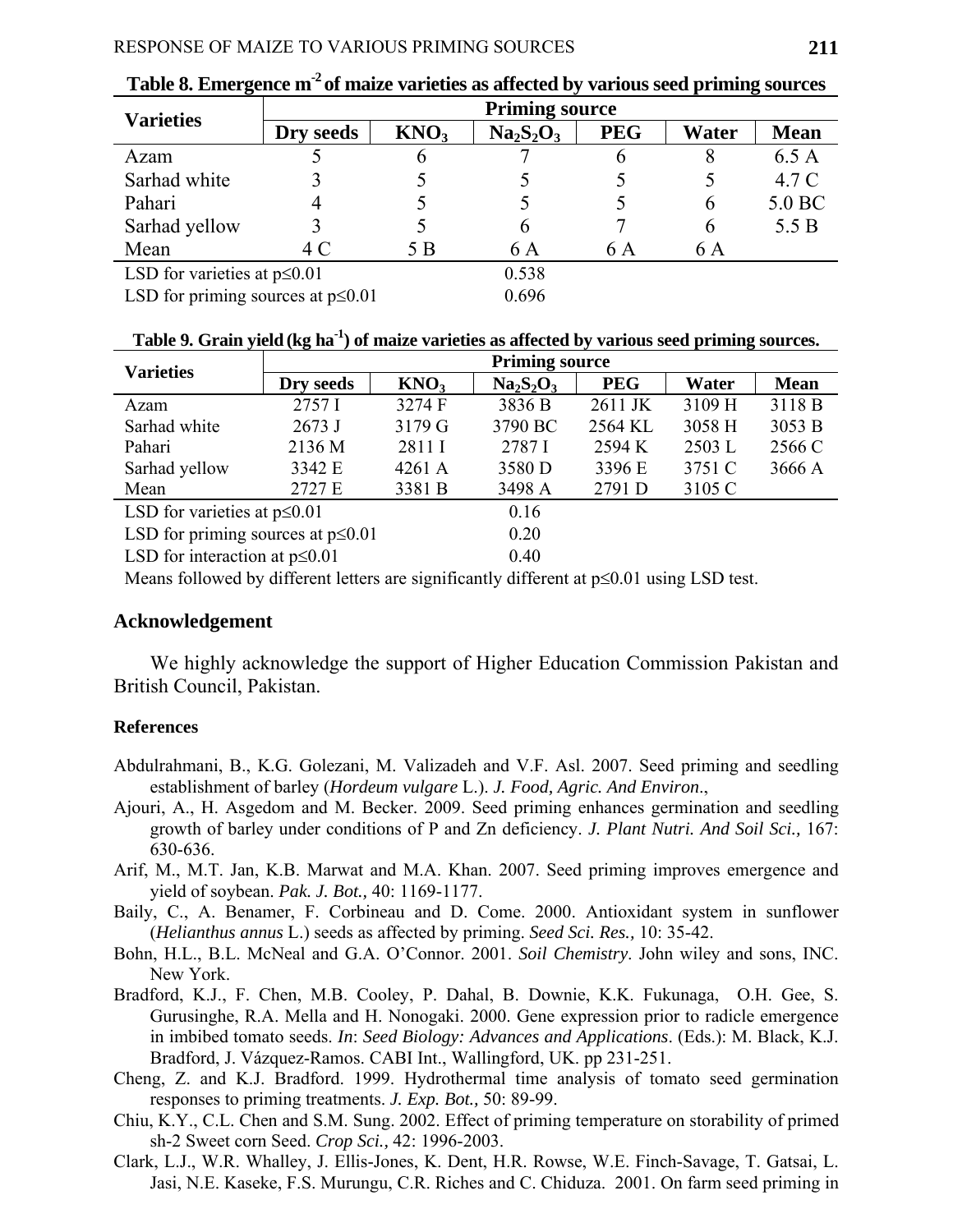**Table 8. Emergence $m^{-2}$ of maize varieties as affected by various seed priming sources**

| Varieties | Priming source | | | | | |
|---|---|---|---|---|---|---|
| | Dry seeds | $KNO_3$ | $Na_2S_2O_3$ | PEG | Water | Mean |
| Azam | 5 | 6 | 7 | 6 | 8 | 6.5 A |
| Sarhad white | 3 | 5 | 5 | 5 | 5 | 4.7 C |
| Pahari | 4 | 5 | 5 | 5 | 6 | 5.0 BC |
| Sarhad yellow | 3 | 5 | 6 | 7 | 6 | 5.5 B |
| Mean | 4 C | 5 B | 6 A | 6 A | 6 A | |

LSD for varieties at $p \leq 0.01$ 0.538

LSD for priming sources at $p \leq 0.01$ 0.696

**Table 9. Grain yield (kg $ha^{-1}$) of maize varieties as affected by various seed priming sources.**

| Varieties | Priming source | | | | | |
|---|---|---|---|---|---|---|
| | Dry seeds | $KNO_3$ | $Na_2S_2O_3$ | PEG | Water | Mean |
| Azam | 2757 I | 3274 F | 3836 B | 2611 JK | 3109 H | 3118 B |
| Sarhad white | 2673 J | 3179 G | 3790 BC | 2564 KL | 3058 H | 3053 B |
| Pahari | 2136 M | 2811 I | 2787 I | 2594 K | 2503 L | 2566 C |
| Sarhad yellow | 3342 E | 4261 A | 3580 D | 3396 E | 3751 C | 3666 A |
| Mean | 2727 E | 3381 B | 3498 A | 2791 D | 3105 C | |

LSD for varieties at $p \leq 0.01$ 0.16

LSD for priming sources at $p \leq 0.01$ 0.20

LSD for interaction at $p \leq 0.01$ 0.40

Means followed by different letters are significantly different at $p \leq 0.01$ using LSD test.

## Acknowledgement

We highly acknowledge the support of Higher Education Commission Pakistan and British Council, Pakistan.

### References

Abdulrahmani, B., K.G. Golezani, M. Valizadeh and V.F. Asl. 2007. Seed priming and seedling establishment of barley (*Hordeum vulgare* L.). *J. Food, Agric. And Environ*.,

Ajouri, A., H. Asgedom and M. Becker. 2009. Seed priming enhances germination and seedling growth of barley under conditions of P and Zn deficiency. *J. Plant Nutri. And Soil Sci.,* 167: 630-636.

Arif, M., M.T. Jan, K.B. Marwat and M.A. Khan. 2007. Seed priming improves emergence and yield of soybean. *Pak. J. Bot.,* 40: 1169-1177.

Baily, C., A. Benamer, F. Corbineau and D. Come. 2000. Antioxidant system in sunflower (*Helianthus annus* L.) seeds as affected by priming. *Seed Sci. Res.,* 10: 35-42.

Bohn, H.L., B.L. McNeal and G.A. O'Connor. 2001. *Soil Chemistry*. John wiley and sons, INC. New York.

Bradford, K.J., F. Chen, M.B. Cooley, P. Dahal, B. Downie, K.K. Fukunaga, O.H. Gee, S. Gurusinghe, R.A. Mella and H. Nonogaki. 2000. Gene expression prior to radicle emergence in imbibed tomato seeds. *In*: *Seed Biology: Advances and Applications*. (Eds.): M. Black, K.J. Bradford, J. Vázquez-Ramos. CABI Int., Wallingford, UK. pp 231-251.

Cheng, Z. and K.J. Bradford. 1999. Hydrothermal time analysis of tomato seed germination responses to priming treatments. *J. Exp. Bot.,* 50: 89-99.

Chiu, K.Y., C.L. Chen and S.M. Sung. 2002. Effect of priming temperature on storability of primed sh-2 Sweet corn Seed. *Crop Sci.,* 42: 1996-2003.

Clark, L.J., W.R. Whalley, J. Ellis-Jones, K. Dent, H.R. Rowse, W.E. Finch-Savage, T. Gatsai, L. Jasi, N.E. Kaseke, F.S. Murungu, C.R. Riches and C. Chiduza. 2001. On farm seed priming in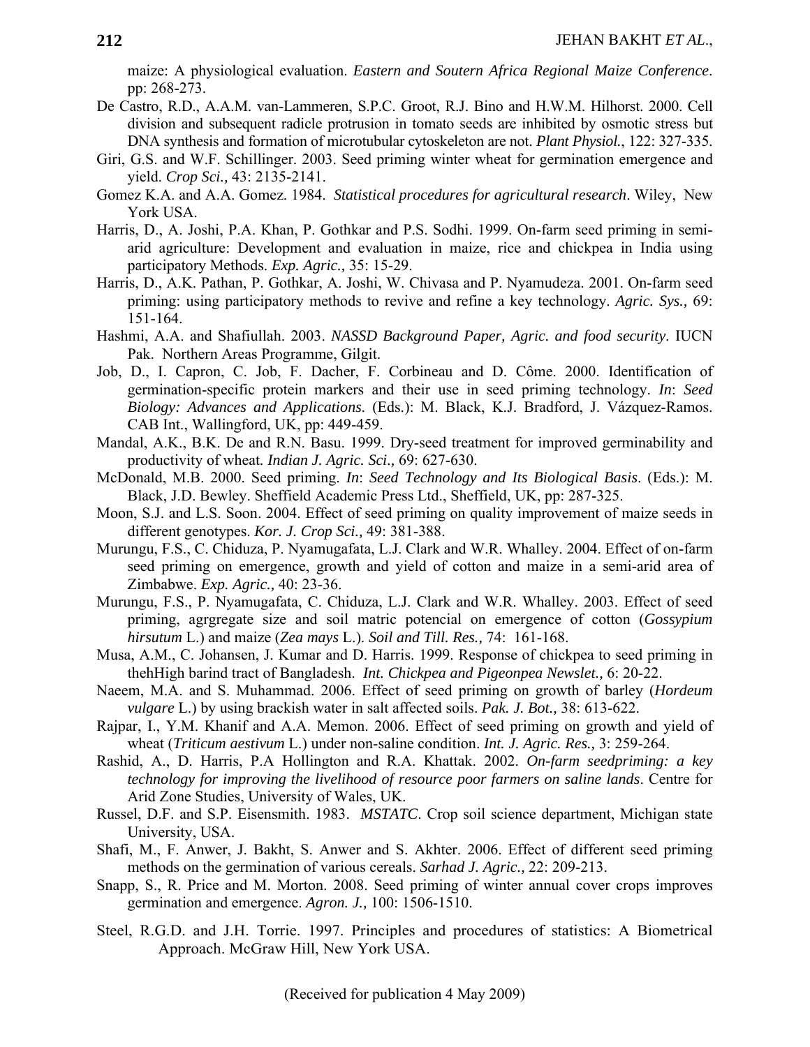maize: A physiological evaluation. *Eastern and Soutern Africa Regional Maize Conference*. pp: 268-273.

De Castro, R.D., A.A.M. van-Lammeren, S.P.C. Groot, R.J. Bino and H.W.M. Hilhorst. 2000. Cell division and subsequent radicle protrusion in tomato seeds are inhibited by osmotic stress but DNA synthesis and formation of microtubular cytoskeleton are not. *Plant Physiol.*, 122: 327-335.

Giri, G.S. and W.F. Schillinger. 2003. Seed priming winter wheat for germination emergence and yield. *Crop Sci.,* 43: 2135-2141.

Gomez K.A. and A.A. Gomez. 1984. *Statistical procedures for agricultural research*. Wiley, New York USA.

Harris, D., A. Joshi, P.A. Khan, P. Gothkar and P.S. Sodhi. 1999. On-farm seed priming in semi-arid agriculture: Development and evaluation in maize, rice and chickpea in India using participatory Methods. *Exp. Agric.,* 35: 15-29.

Harris, D., A.K. Pathan, P. Gothkar, A. Joshi, W. Chivasa and P. Nyamudeza. 2001. On-farm seed priming: using participatory methods to revive and refine a key technology. *Agric. Sys.,* 69: 151-164.

Hashmi, A.A. and Shafiullah. 2003. *NASSD Background Paper, Agric. and food security*. IUCN Pak. Northern Areas Programme, Gilgit.

Job, D., I. Capron, C. Job, F. Dacher, F. Corbineau and D. Côme. 2000. Identification of germination-specific protein markers and their use in seed priming technology. *In*: *Seed Biology: Advances and Applications*. (Eds.): M. Black, K.J. Bradford, J. Vázquez-Ramos. CAB Int., Wallingford, UK, pp: 449-459.

Mandal, A.K., B.K. De and R.N. Basu. 1999. Dry-seed treatment for improved germinability and productivity of wheat. *Indian J. Agric. Sci.,* 69: 627-630.

McDonald, M.B. 2000. Seed priming. *In*: *Seed Technology and Its Biological Basis*. (Eds.): M. Black, J.D. Bewley. Sheffield Academic Press Ltd., Sheffield, UK, pp: 287-325.

Moon, S.J. and L.S. Soon. 2004. Effect of seed priming on quality improvement of maize seeds in different genotypes. *Kor. J. Crop Sci.,* 49: 381-388.

Murungu, F.S., C. Chiduza, P. Nyamugafata, L.J. Clark and W.R. Whalley. 2004. Effect of on-farm seed priming on emergence, growth and yield of cotton and maize in a semi-arid area of Zimbabwe. *Exp. Agric.,* 40: 23-36.

Murungu, F.S., P. Nyamugafata, C. Chiduza, L.J. Clark and W.R. Whalley. 2003. Effect of seed priming, agrgregate size and soil matric potencial on emergence of cotton (*Gossypium hirsutum* L.) and maize (*Zea mays* L.). *Soil and Till. Res.,* 74: 161-168.

Musa, A.M., C. Johansen, J. Kumar and D. Harris. 1999. Response of chickpea to seed priming in thehHigh barind tract of Bangladesh. *Int. Chickpea and Pigeonpea Newslet.,* 6: 20-22.

Naeem, M.A. and S. Muhammad. 2006. Effect of seed priming on growth of barley (*Hordeum vulgare* L.) by using brackish water in salt affected soils. *Pak. J. Bot.,* 38: 613-622.

Rajpar, I., Y.M. Khanif and A.A. Memon. 2006. Effect of seed priming on growth and yield of wheat (*Triticum aestivum* L.) under non-saline condition. *Int. J. Agric. Res.,* 3: 259-264.

Rashid, A., D. Harris, P.A Hollington and R.A. Khattak. 2002. *On-farm seedpriming: a key technology for improving the livelihood of resource poor farmers on saline lands*. Centre for Arid Zone Studies, University of Wales, UK.

Russel, D.F. and S.P. Eisensmith. 1983. *MSTATC*. Crop soil science department, Michigan state University, USA.

Shafi, M., F. Anwer, J. Bakht, S. Anwer and S. Akhter. 2006. Effect of different seed priming methods on the germination of various cereals. *Sarhad J. Agric.,* 22: 209-213.

Snapp, S., R. Price and M. Morton. 2008. Seed priming of winter annual cover crops improves germination and emergence. *Agron. J.,* 100: 1506-1510.

Steel, R.G.D. and J.H. Torrie. 1997. Principles and procedures of statistics: A Biometrical Approach. McGraw Hill, New York USA.

(Received for publication 4 May 2009)